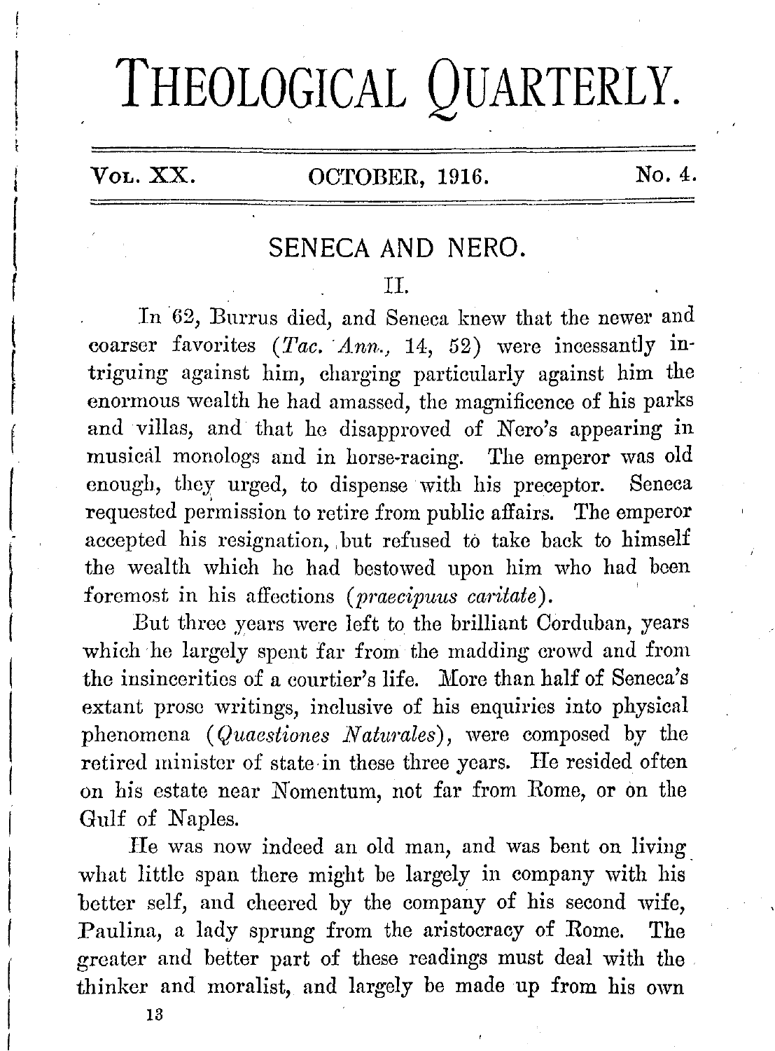# THEOLOGICAL QUARTERLY.

VOL. XX. OCTOBER, 1916. No. 4.

## SENECA AND NERO.

### II.

In 62, Burrus died, and Seneca knew that the newer and coarser favorites (*Tac. Ann.*, 14, 52) were incessantly intriguing against him, charging particularly against him the enormous wealth he had amassed, the magnificence of his parks and villas, and that he disapproved of Nero's appearing in musical monologs and in horse-racing. The emperor was old enough, they urged, to dispense with his preceptor. Seneca requested permission to retire from public affairs. The emperor accepted his resignation, but refused to take back to himself the wealth which he had bestowed upon him who had been foremost in his affections (*praecipuus caritate*).

But three years were left to the brilliant Corduban, years which he largely spent far from the madding crowd and from the insincerities of a courtier's life. More than half of Seneca's extant prose writings, inclusive of his enquiries into physical phenomena (*Quaestiones Naturales*), were composed by the retired minister of state in these three years. He resided often on his estate near Nomentum, not far from Rome, or on the Gulf of Naples.

He was now indeed an old man, and was bent on living what little span there might be largely in company with his better self, and cheered by the company of his second wife, Paulina, a lady sprung from the aristocracy of Rome. The greater and better part of these readings must deal with the thinker and moralist, and largely be made up from his own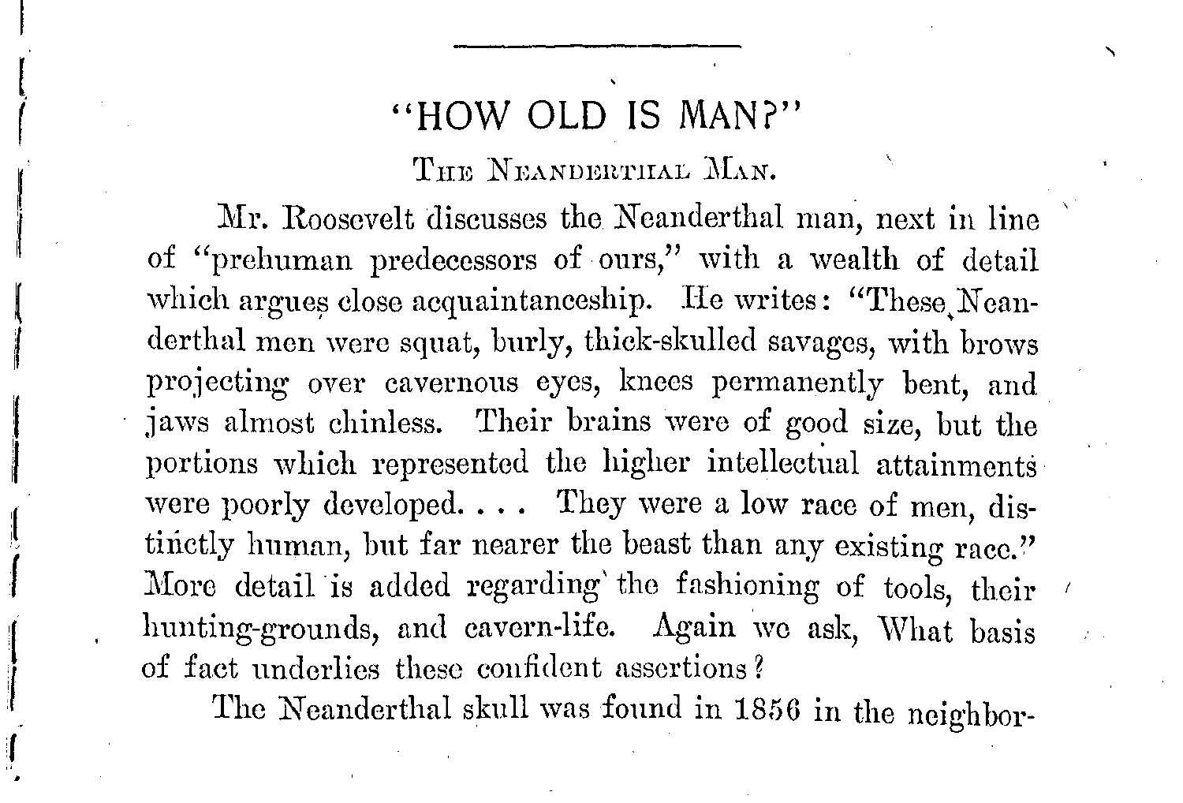## "HOW OLD IS MAN?"

### The Neanderthal Man.

Mr. Roosevelt discusses the Neanderthal man, next in line of "prehuman predecessors of ours," with a wealth of detail which argues close acquaintanceship. He writes: "These Neanderthal men were squat, burly, thick-skulled savages, with brows projecting over cavernous eyes, knees permanently bent, and jaws almost chinless. Their brains were of good size, but the portions which represented the higher intellectual attainments were poorly developed. . . . They were a low race of men, distinctly human, but far nearer the beast than any existing race." More detail is added regarding the fashioning of tools, their hunting-grounds, and cavern-life. Again we ask, What basis of fact underlies these confident assertions?

The Neanderthal skull was found in 1856 in the neighbor-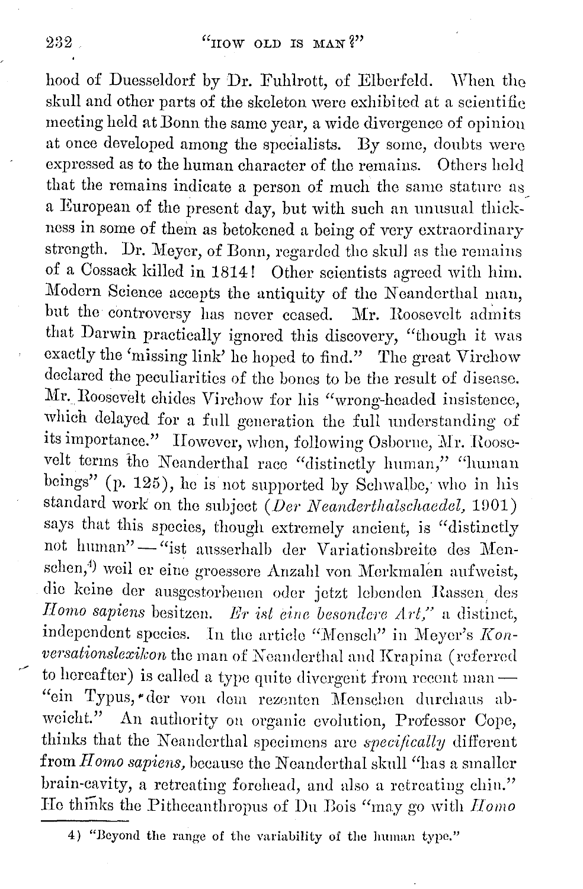hood of Duesseldorf by Dr. Fuhlrott, of Elberfeld. When the skull and other parts of the skeleton were exhibited at a scientific meeting held at Bonn the same year, a wide divergence of opinion at once developed among the specialists. By some, doubts were expressed as to the human character of the remains. Others held that the remains indicate a person of much the same stature as a European of the present day, but with such an unusual thickness in some of them as betokened a being of very extraordinary strength. Dr. Meyer, of Bonn, regarded the skull as the remains of a Cossack killed in 1814! Other scientists agreed with him. Modern Science accepts the antiquity of the Neanderthal man, but the controversy has never ceased. Mr. Roosevelt admits that Darwin practically ignored this discovery, "though it was exactly the 'missing link' he hoped to find." The great Virchow declared the peculiarities of the bones to be the result of disease. Mr. Roosevelt chides Virchow for his "wrong-headed insistence, which delayed for a full generation the full understanding of its importance." However, when, following Osborne, Mr. Roosevelt terms the Neanderthal race "distinctly human," "human beings" (p. 125), he is not supported by Schwalbe, who in his standard work on the subject (*Der Neanderthalschaedel,* 1901) says that this species, though extremely ancient, is "distinctly not human"—"ist ausserhalb der Variationsbreite des Menschen,[4] weil er eine groessere Anzahl von Merkmalen aufweist, die keine der ausgestorbenen oder jetzt lebenden Rassen des *Homo sapiens* besitzen. *Er ist eine besondere Art,*" a distinct, independent species. In the article "Mensch" in Meyer's *Konversationslexikon* the man of Neanderthal and Krapina (referred to hereafter) is called a type quite divergent from recent man—"ein Typus, der von dem rezenten Menschen durchaus abweicht." An authority on organic evolution, Professor Cope, thinks that the Neanderthal specimens are *specifically* different from *Homo sapiens,* because the Neanderthal skull "has a smaller brain-cavity, a retreating forehead, and also a retreating chin." He thinks the Pithecanthropus of Du Bois "may go with *Homo*

---

4) "Beyond the range of the variability of the human type."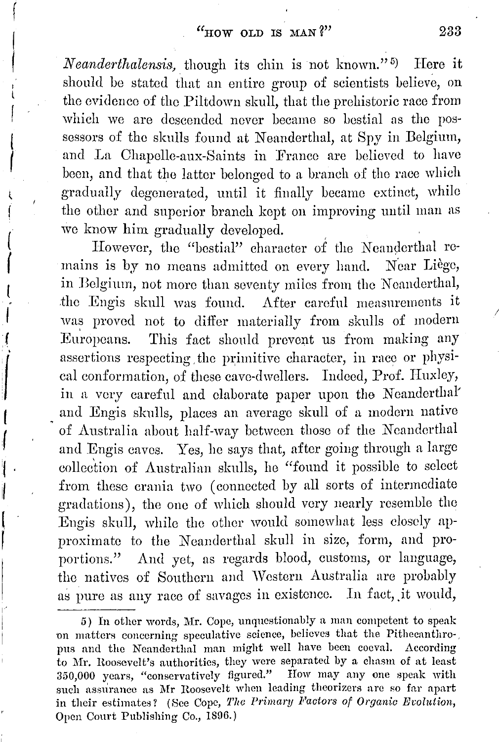*Neanderthalensis*, though its chin is not known."[5] Here it should be stated that an entire group of scientists believe, on the evidence of the Piltdown skull, that the prehistoric race from which we are descended never became so bestial as the possessors of the skulls found at Neanderthal, at Spy in Belgium, and La Chapelle-aux-Saints in France are believed to have been, and that the latter belonged to a branch of the race which gradually degenerated, until it finally became extinct, while the other and superior branch kept on improving until man as we know him gradually developed.

However, the "bestial" character of the Neanderthal remains is by no means admitted on every hand. Near Liège, in Belgium, not more than seventy miles from the Neanderthal, the Engis skull was found. After careful measurements it was proved not to differ materially from skulls of modern Europeans. This fact should prevent us from making any assertions respecting the primitive character, in race or physical conformation, of these cave-dwellers. Indeed, Prof. Huxley, in a very careful and elaborate paper upon the Neanderthal and Engis skulls, places an average skull of a modern native of Australia about half-way between those of the Neanderthal and Engis caves. Yes, he says that, after going through a large collection of Australian skulls, he "found it possible to select from these crania two (connected by all sorts of intermediate gradations), the one of which should very nearly resemble the Engis skull, while the other would somewhat less closely approximate to the Neanderthal skull in size, form, and proportions." And yet, as regards blood, customs, or language, the natives of Southern and Western Australia are probably as pure as any race of savages in existence. In fact, it would,

5) In other words, Mr. Cope, unquestionably a man competent to speak on matters concerning speculative science, believes that the Pithecanthropus and the Neanderthal man might well have been coeval. According to Mr. Roosevelt's authorities, they were separated by a chasm of at least 350,000 years, "conservatively figured." How may any one speak with such assurance as Mr Roosevelt when leading theorizers are so far apart in their estimates? (See Cope, *The Primary Factors of Organic Evolution*, Open Court Publishing Co., 1896.)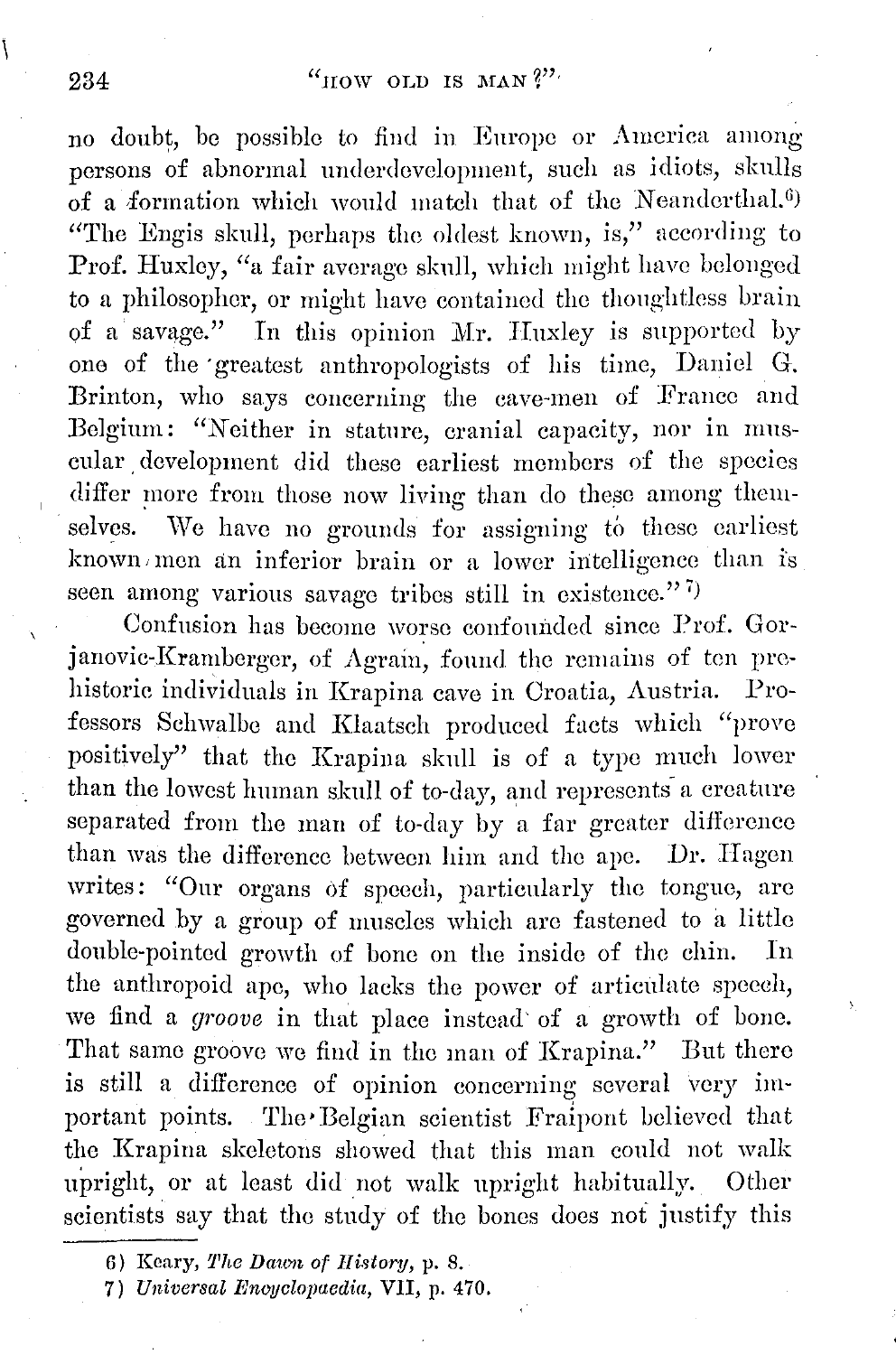no doubt, be possible to find in Europe or America among persons of abnormal underdevelopment, such as idiots, skulls of a formation which would match that of the Neanderthal.[6] "The Engis skull, perhaps the oldest known, is," according to Prof. Huxley, "a fair average skull, which might have belonged to a philosopher, or might have contained the thoughtless brain of a savage." In this opinion Mr. Huxley is supported by one of the greatest anthropologists of his time, Daniel G. Brinton, who says concerning the cave-men of France and Belgium: "Neither in stature, cranial capacity, nor in muscular development did these earliest members of the species differ more from those now living than do these among themselves. We have no grounds for assigning to these earliest known men an inferior brain or a lower intelligence than is seen among various savage tribes still in existence."[7]

Confusion has become worse confounded since Prof. Gorjanovic-Kramberger, of Agram, found the remains of ten prehistoric individuals in Krapina cave in Croatia, Austria. Professors Schwalbe and Klaatsch produced facts which "prove positively" that the Krapina skull is of a type much lower than the lowest human skull of to-day, and represents a creature separated from the man of to-day by a far greater difference than was the difference between him and the ape. Dr. Hagen writes: "Our organs of speech, particularly the tongue, are governed by a group of muscles which are fastened to a little double-pointed growth of bone on the inside of the chin. In the anthropoid ape, who lacks the power of articulate speech, we find a *groove* in that place instead of a growth of bone. That same groove we find in the man of Krapina." But there is still a difference of opinion concerning several very important points. The Belgian scientist Fraipont believed that the Krapina skeletons showed that this man could not walk upright, or at least did not walk upright habitually. Other scientists say that the study of the bones does not justify this

6) Keary, *The Dawn of History*, p. 8.

7) *Universal Encyclopaedia*, VII, p. 470.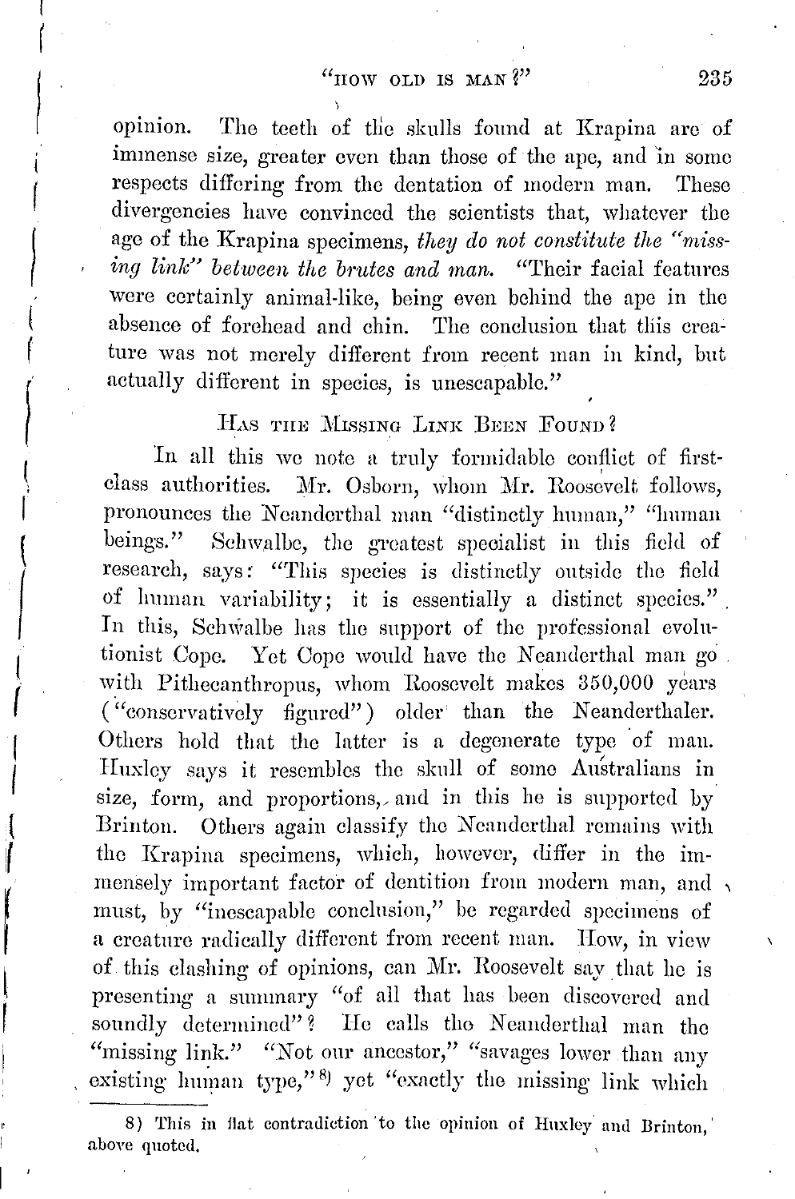opinion. The teeth of the skulls found at Krapina are of immense size, greater even than those of the ape, and in some respects differing from the dentation of modern man. These divergencies have convinced the scientists that, whatever the age of the Krapina specimens, *they do not constitute the "missing link" between the brutes and man.* "Their facial features were certainly animal-like, being even behind the ape in the absence of forehead and chin. The conclusion that this creature was not merely different from recent man in kind, but actually different in species, is unescapable."

### HAS THE MISSING LINK BEEN FOUND?

In all this we note a truly formidable conflict of first-class authorities. Mr. Osborn, whom Mr. Roosevelt follows, pronounces the Neanderthal man "distinctly human," "human beings." Schwalbe, the greatest specialist in this field of research, says: "This species is distinctly outside the field of human variability; it is essentially a distinct species." In this, Schwalbe has the support of the professional evolutionist Cope. Yet Cope would have the Neanderthal man go with Pithecanthropus, whom Roosevelt makes 350,000 years ("conservatively figured") older than the Neanderthaler. Others hold that the latter is a degenerate type of man. Huxley says it resembles the skull of some Australians in size, form, and proportions, and in this he is supported by Brinton. Others again classify the Neanderthal remains with the Krapina specimens, which, however, differ in the immensely important factor of dentition from modern man, and must, by "inescapable conclusion," be regarded specimens of a creature radically different from recent man. How, in view of this clashing of opinions, can Mr. Roosevelt say that he is presenting a summary "of all that has been discovered and soundly determined"? He calls the Neanderthal man the "missing link." "Not our ancestor," "savages lower than any existing human type,"[8] yet "exactly the missing link which

8) This in flat contradiction to the opinion of Huxley and Brinton, above quoted.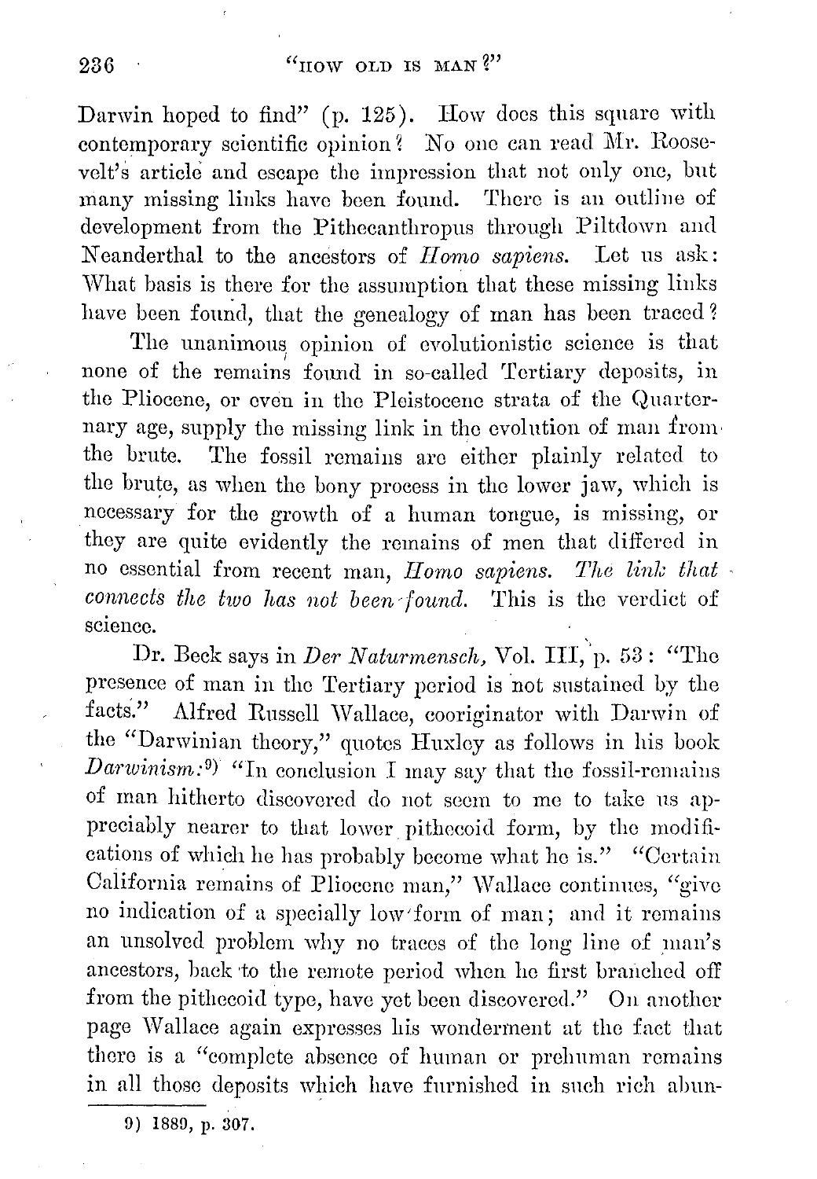Darwin hoped to find" (p. 125). How does this square with contemporary scientific opinion? No one can read Mr. Roosevelt's article and escape the impression that not only one, but many missing links have been found. There is an outline of development from the Pithecanthropus through Piltdown and Neanderthal to the ancestors of *Homo sapiens.* Let us ask: What basis is there for the assumption that these missing links have been found, that the genealogy of man has been traced?

The unanimous opinion of evolutionistic science is that none of the remains found in so-called Tertiary deposits, in the Pliocene, or even in the Pleistocene strata of the Quarternary age, supply the missing link in the evolution of man from the brute. The fossil remains are either plainly related to the brute, as when the bony process in the lower jaw, which is necessary for the growth of a human tongue, is missing, or they are quite evidently the remains of men that differed in no essential from recent man, *Homo sapiens. The link that connects the two has not been found.* This is the verdict of science.

Dr. Beck says in *Der Naturmensch,* Vol. III, p. 53: "The presence of man in the Tertiary period is not sustained by the facts." Alfred Russell Wallace, cooriginator with Darwin of the "Darwinian theory," quotes Huxley as follows in his book *Darwinism:*[9] "In conclusion I may say that the fossil-remains of man hitherto discovered do not seem to me to take us appreciably nearer to that lower pithecoid form, by the modifications of which he has probably become what he is." "Certain California remains of Pliocene man," Wallace continues, "give no indication of a specially low form of man; and it remains an unsolved problem why no traces of the long line of man's ancestors, back to the remote period when he first branched off from the pithecoid type, have yet been discovered." On another page Wallace again expresses his wonderment at the fact that there is a "complete absence of human or prehuman remains in all those deposits which have furnished in such rich abun-

9) 1889, p. 307.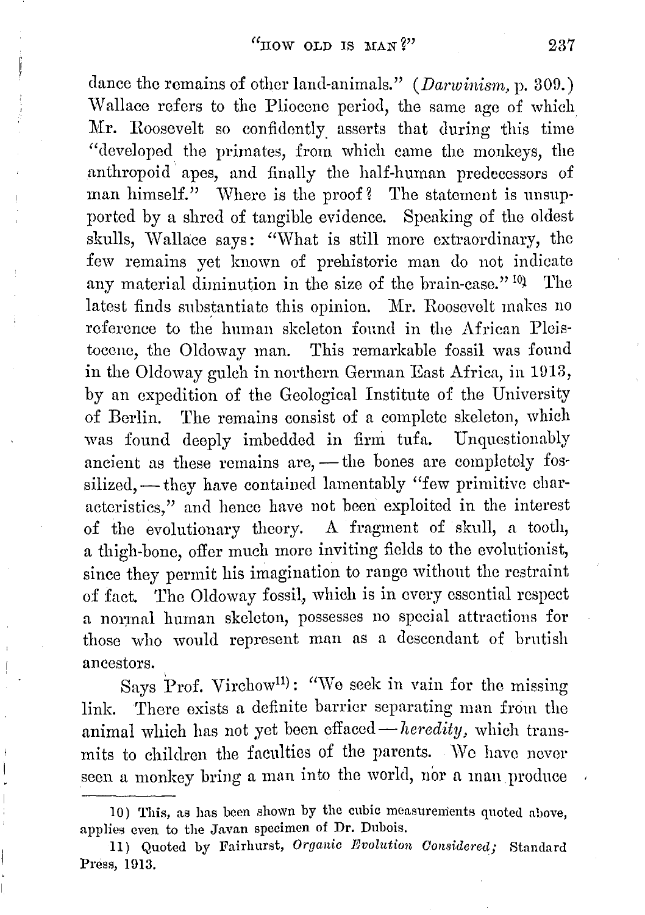dance the remains of other land-animals." (*Darwinism,* p. 309.) Wallace refers to the Pliocene period, the same age of which Mr. Roosevelt so confidently asserts that during this time "developed the primates, from which came the monkeys, the anthropoid apes, and finally the half-human predecessors of man himself." Where is the proof? The statement is unsupported by a shred of tangible evidence. Speaking of the oldest skulls, Wallace says: "What is still more extraordinary, the few remains yet known of prehistoric man do not indicate any material diminution in the size of the brain-case."[10] The latest finds substantiate this opinion. Mr. Roosevelt makes no reference to the human skeleton found in the African Pleistocene, the Oldoway man. This remarkable fossil was found in the Oldoway gulch in northern German East Africa, in 1913, by an expedition of the Geological Institute of the University of Berlin. The remains consist of a complete skeleton, which was found deeply imbedded in firm tufa. Unquestionably ancient as these remains are, — the bones are completely fossilized, — they have contained lamentably "few primitive characteristics," and hence have not been exploited in the interest of the evolutionary theory. A fragment of skull, a tooth, a thigh-bone, offer much more inviting fields to the evolutionist, since they permit his imagination to range without the restraint of fact. The Oldoway fossil, which is in every essential respect a normal human skeleton, possesses no special attractions for those who would represent man as a descendant of brutish ancestors.

Says Prof. Virchow[11]: "We seek in vain for the missing link. There exists a definite barrier separating man from the animal which has not yet been effaced — *heredity,* which transmits to children the faculties of the parents. We have never seen a monkey bring a man into the world, nor a man produce

---

10) This, as has been shown by the cubic measurements quoted above, applies even to the Javan specimen of Dr. Dubois.

11) Quoted by Fairhurst, *Organic Evolution Considered;* Standard Press, 1913.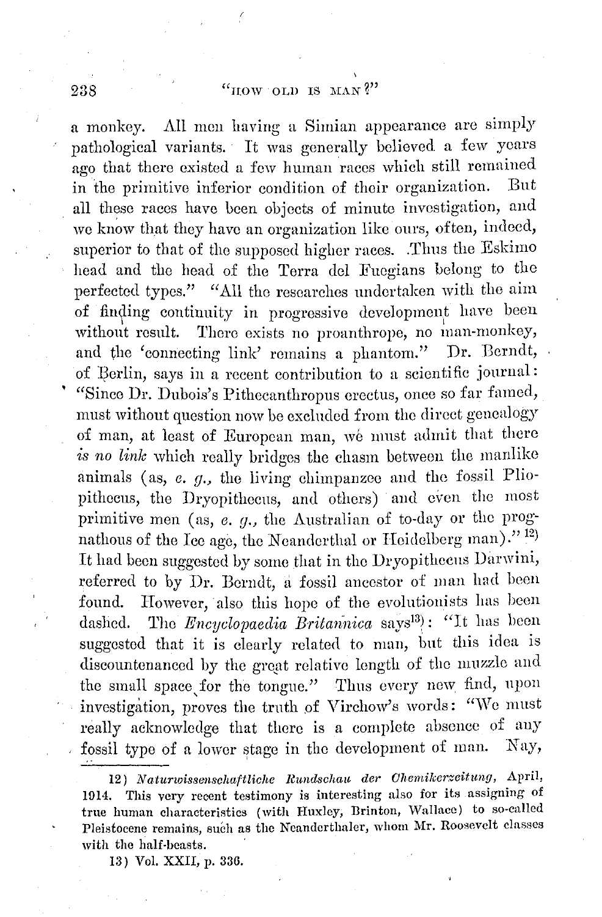a monkey. All men having a Simian appearance are simply pathological variants. It was generally believed a few years ago that there existed a few human races which still remained in the primitive inferior condition of their organization. But all these races have been objects of minute investigation, and we know that they have an organization like ours, often, indeed, superior to that of the supposed higher races. Thus the Eskimo head and the head of the Terra del Fuegians belong to the perfected types." "All the researches undertaken with the aim of finding continuity in progressive development have been without result. There exists no proanthrope, no man-monkey, and the 'connecting link' remains a phantom." Dr. Berndt, of Berlin, says in a recent contribution to a scientific journal: "Since Dr. Dubois's Pithecanthropus erectus, once so far famed, must without question now be excluded from the direct genealogy of man, at least of European man, we must admit that there *is no link* which really bridges the chasm between the manlike animals (as, *e. g.*, the living chimpanzee and the fossil Pliopithecus, the Dryopithecus, and others) and even the most primitive men (as, *e. g.*, the Australian of to-day or the prognathous of the Ice age, the Neanderthal or Heidelberg man)." [12] It had been suggested by some that in the Dryopithecus Darwini, referred to by Dr. Berndt, a fossil ancestor of man had been found. However, also this hope of the evolutionists has been dashed. The *Encyclopaedia Britannica* says[13]: "It has been suggested that it is clearly related to man, but this idea is discountenanced by the great relative length of the muzzle and the small space for the tongue." Thus every new find, upon investigation, proves the truth of Virchow's words: "We must really acknowledge that there is a complete absence of any fossil type of a lower stage in the development of man. Nay,

---

12) *Naturwissenschaftliche Rundschau der Chemikerzeitung*, April, 1914. This very recent testimony is interesting also for its assigning of true human characteristics (with Huxley, Brinton, Wallace) to so-called Pleistocene remains, such as the Neanderthaler, whom Mr. Roosevelt classes with the half-beasts.

13) Vol. XXII, p. 336.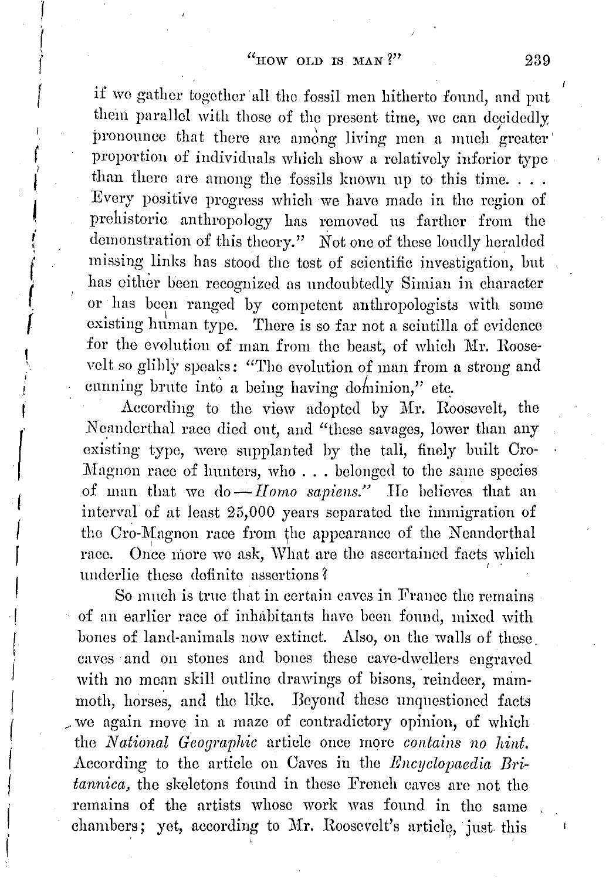if we gather together all the fossil men hitherto found, and put them parallel with those of the present time, we can decidedly pronounce that there are among living men a much greater proportion of individuals which show a relatively inferior type than there are among the fossils known up to this time. . . . Every positive progress which we have made in the region of prehistoric anthropology has removed us farther from the demonstration of this theory." Not one of these loudly heralded missing links has stood the test of scientific investigation, but has either been recognized as undoubtedly Simian in character or has been ranged by competent anthropologists with some existing human type. There is so far not a scintilla of evidence for the evolution of man from the beast, of which Mr. Roosevelt so glibly speaks: "The evolution of man from a strong and cunning brute into a being having dominion," etc.

According to the view adopted by Mr. Roosevelt, the Neanderthal race died out, and "these savages, lower than any existing type, were supplanted by the tall, finely built Cro-Magnon race of hunters, who . . . belonged to the same species of man that we do—*Homo sapiens.*" He believes that an interval of at least 25,000 years separated the immigration of the Cro-Magnon race from the appearance of the Neanderthal race. Once more we ask, What are the ascertained facts which underlie these definite assertions?

So much is true that in certain caves in France the remains of an earlier race of inhabitants have been found, mixed with bones of land-animals now extinct. Also, on the walls of these caves and on stones and bones these cave-dwellers engraved with no mean skill outline drawings of bisons, reindeer, mammoth, horses, and the like. Beyond these unquestioned facts we again move in a maze of contradictory opinion, of which the *National Geographic* article once more *contains no hint.* According to the article on Caves in the *Encyclopaedia Britannica,* the skeletons found in these French caves are not the remains of the artists whose work was found in the same chambers; yet, according to Mr. Roosevelt's article, just this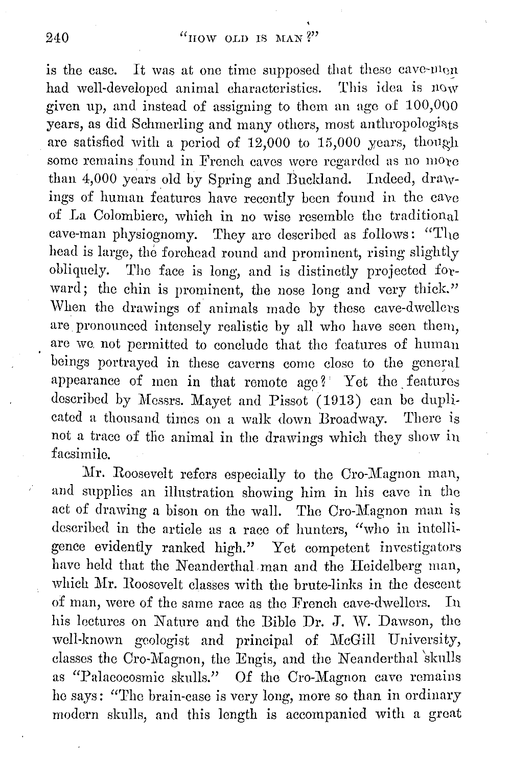is the case. It was at one time supposed that these cave-men had well-developed animal characteristics. This idea is now given up, and instead of assigning to them an age of 100,000 years, as did Schmerling and many others, most anthropologists are satisfied with a period of 12,000 to 15,000 years, though some remains found in French caves were regarded as no more than 4,000 years old by Spring and Buckland. Indeed, drawings of human features have recently been found in the cave of La Colombiere, which in no wise resemble the traditional cave-man physiognomy. They are described as follows: "The head is large, the forehead round and prominent, rising slightly obliquely. The face is long, and is distinctly projected forward; the chin is prominent, the nose long and very thick." When the drawings of animals made by these cave-dwellers are pronounced intensely realistic by all who have seen them, are we not permitted to conclude that the features of human beings portrayed in these caverns come close to the general appearance of men in that remote age? Yet the features described by Messrs. Mayet and Pissot (1913) can be duplicated a thousand times on a walk down Broadway. There is not a trace of the animal in the drawings which they show in facsimile.

Mr. Roosevelt refers especially to the Cro-Magnon man, and supplies an illustration showing him in his cave in the act of drawing a bison on the wall. The Cro-Magnon man is described in the article as a race of hunters, "who in intelligence evidently ranked high." Yet competent investigators have held that the Neanderthal man and the Heidelberg man, which Mr. Roosevelt classes with the brute-links in the descent of man, were of the same race as the French cave-dwellers. In his lectures on Nature and the Bible Dr. J. W. Dawson, the well-known geologist and principal of McGill University, classes the Cro-Magnon, the Engis, and the Neanderthal skulls as "Palaeocosmic skulls." Of the Cro-Magnon cave remains he says: "The brain-case is very long, more so than in ordinary modern skulls, and this length is accompanied with a great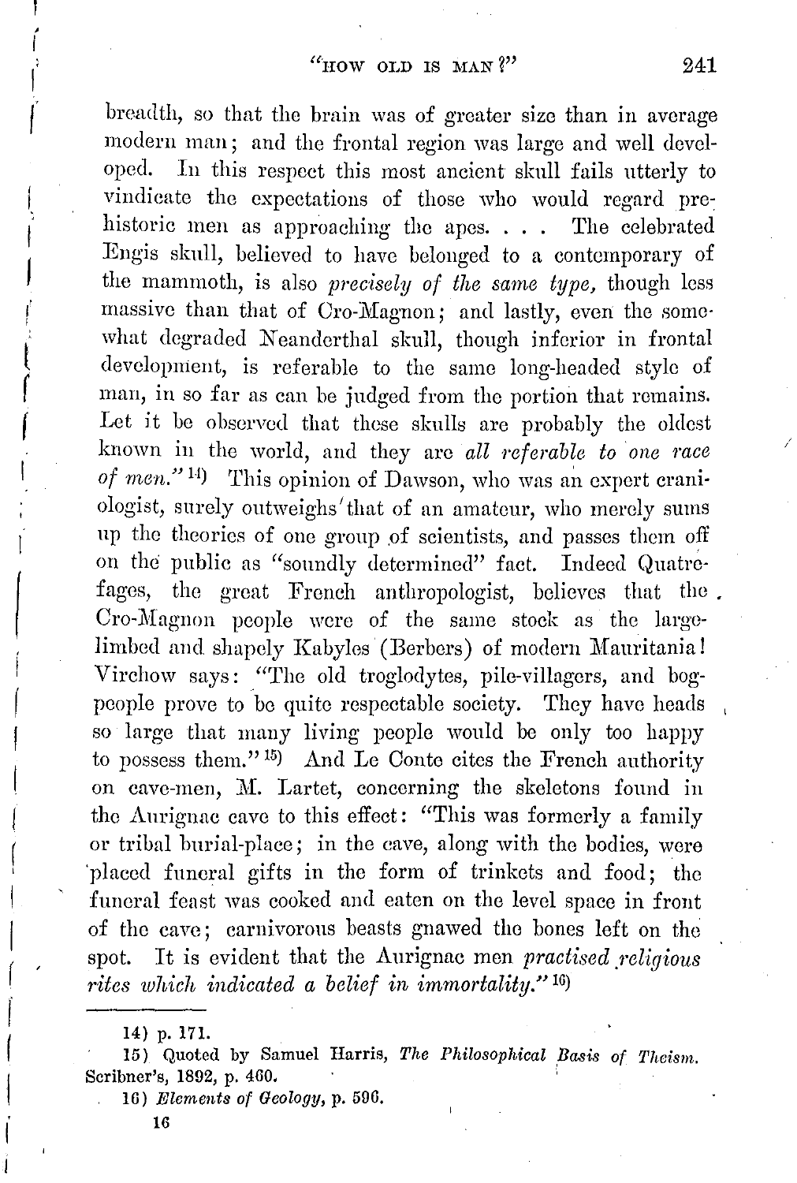breadth, so that the brain was of greater size than in average modern man; and the frontal region was large and well developed. In this respect this most ancient skull fails utterly to vindicate the expectations of those who would regard prehistoric men as approaching the apes. . . . The celebrated Engis skull, believed to have belonged to a contemporary of the mammoth, is also *precisely of the same type,* though less massive than that of Cro-Magnon; and lastly, even the somewhat degraded Neanderthal skull, though inferior in frontal development, is referable to the same long-headed style of man, in so far as can be judged from the portion that remains. Let it be observed that these skulls are probably the oldest known in the world, and they are *all referable to one race of men.*"[14] This opinion of Dawson, who was an expert craniologist, surely outweighs that of an amateur, who merely sums up the theories of one group of scientists, and passes them off on the public as "soundly determined" fact. Indeed Quatrefages, the great French anthropologist, believes that the Cro-Magnon people were of the same stock as the large-limbed and shapely Kabyles (Berbers) of modern Mauritania! Virchow says: "The old troglodytes, pile-villagers, and bog-people prove to be quite respectable society. They have heads so large that many living people would be only too happy to possess them."[15] And Le Conte cites the French authority on cave-men, M. Lartet, concerning the skeletons found in the Aurignac cave to this effect: "This was formerly a family or tribal burial-place; in the cave, along with the bodies, were placed funeral gifts in the form of trinkets and food; the funeral feast was cooked and eaten on the level space in front of the cave; carnivorous beasts gnawed the bones left on the spot. It is evident that the Aurignac men *practised religious rites which indicated a belief in immortality.*"[16]

---

14) p. 171.

15) Quoted by Samuel Harris, *The Philosophical Basis of Theism.* Scribner's, 1892, p. 460.

16) *Elements of Geology,* p. 596.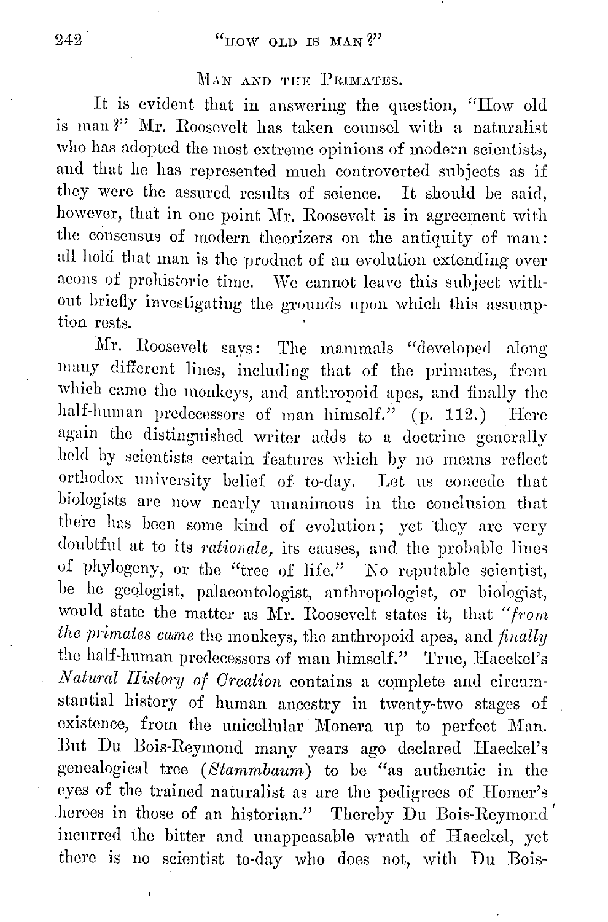## Man and the Primates.

It is evident that in answering the question, "How old is man?" Mr. Roosevelt has taken counsel with a naturalist who has adopted the most extreme opinions of modern scientists, and that he has represented much controverted subjects as if they were the assured results of science. It should be said, however, that in one point Mr. Roosevelt is in agreement with the consensus of modern theorizers on the antiquity of man: all hold that man is the product of an evolution extending over aeons of prehistoric time. We cannot leave this subject without briefly investigating the grounds upon which this assumption rests.

Mr. Roosevelt says: The mammals "developed along many different lines, including that of the primates, from which came the monkeys, and anthropoid apes, and finally the half-human predecessors of man himself." (p. 112.) Here again the distinguished writer adds to a doctrine generally held by scientists certain features which by no means reflect orthodox university belief of to-day. Let us concede that biologists are now nearly unanimous in the conclusion that there has been some kind of evolution; yet they are very doubtful at to its *rationale,* its causes, and the probable lines of phylogeny, or the "tree of life." No reputable scientist, be he geologist, palaeontologist, anthropologist, or biologist, would state the matter as Mr. Roosevelt states it, that *"from the primates came* the monkeys, the anthropoid apes, and *finally* the half-human predecessors of man himself." True, Haeckel's *Natural History of Creation* contains a complete and circumstantial history of human ancestry in twenty-two stages of existence, from the unicellular Monera up to perfect Man. But Du Bois-Reymond many years ago declared Haeckel's genealogical tree (*Stammbaum*) to be "as authentic in the eyes of the trained naturalist as are the pedigrees of Homer's heroes in those of an historian." Thereby Du Bois-Reymond incurred the bitter and unappeasable wrath of Haeckel, yet there is no scientist to-day who does not, with Du Bois-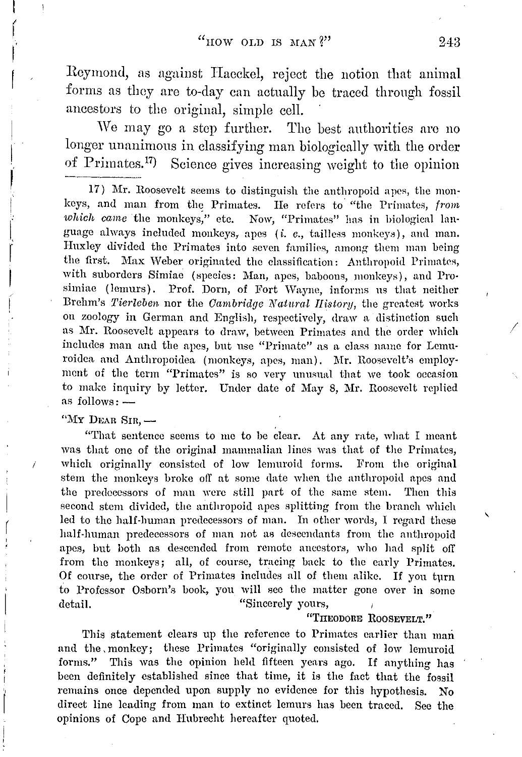Reymond, as against Haeckel, reject the notion that animal forms as they are to-day can actually be traced through fossil ancestors to the original, simple cell.

We may go a step further. The best authorities are no longer unanimous in classifying man biologically with the order of Primates.[17] Science gives increasing weight to the opinion

17) Mr. Roosevelt seems to distinguish the anthropoid apes, the monkeys, and man from the Primates. He refers to "the Primates, *from which came* the monkeys," etc. Now, "Primates" has in biological language always included monkeys, apes (*i. e.*, tailless monkeys), and man. Huxley divided the Primates into seven families, among them man being the first. Max Weber originated the classification: Anthropoid Primates, with suborders Simiae (species: Man, apes, baboons, monkeys), and Prosimiae (lemurs). Prof. Dorn, of Fort Wayne, informs us that neither Brehm's *Tierleben* nor the *Cambridge Natural History*, the greatest works on zoology in German and English, respectively, draw a distinction such as Mr. Roosevelt appears to draw, between Primates and the order which includes man and the apes, but use "Primate" as a class name for Lemuroidea and Anthropoidea (monkeys, apes, man). Mr. Roosevelt's employment of the term "Primates" is so very unusual that we took occasion to make inquiry by letter. Under date of May 8, Mr. Roosevelt replied as follows: —

"My Dear Sir, —

"That sentence seems to me to be clear. At any rate, what I meant was that one of the original mammalian lines was that of the Primates, which originally consisted of low lemuroid forms. From the original stem the monkeys broke off at some date when the anthropoid apes and the predecessors of man were still part of the same stem. Then this second stem divided, the anthropoid apes splitting from the branch which led to the half-human predecessors of man. In other words, I regard these half-human predecessors of man not as descendants from the anthropoid apes, but both as descended from remote ancestors, who had split off from the monkeys; all, of course, tracing back to the early Primates. Of course, the order of Primates includes all of them alike. If you turn to Professor Osborn's book, you will see the matter gone over in some detail. "Sincerely yours,

"Theodore Roosevelt."

This statement clears up the reference to Primates earlier than man and the monkey; these Primates "originally consisted of low lemuroid forms." This was the opinion held fifteen years ago. If anything has been definitely established since that time, it is the fact that the fossil remains once depended upon supply no evidence for this hypothesis. No direct line leading from man to extinct lemurs has been traced. See the opinions of Cope and Hubrecht hereafter quoted.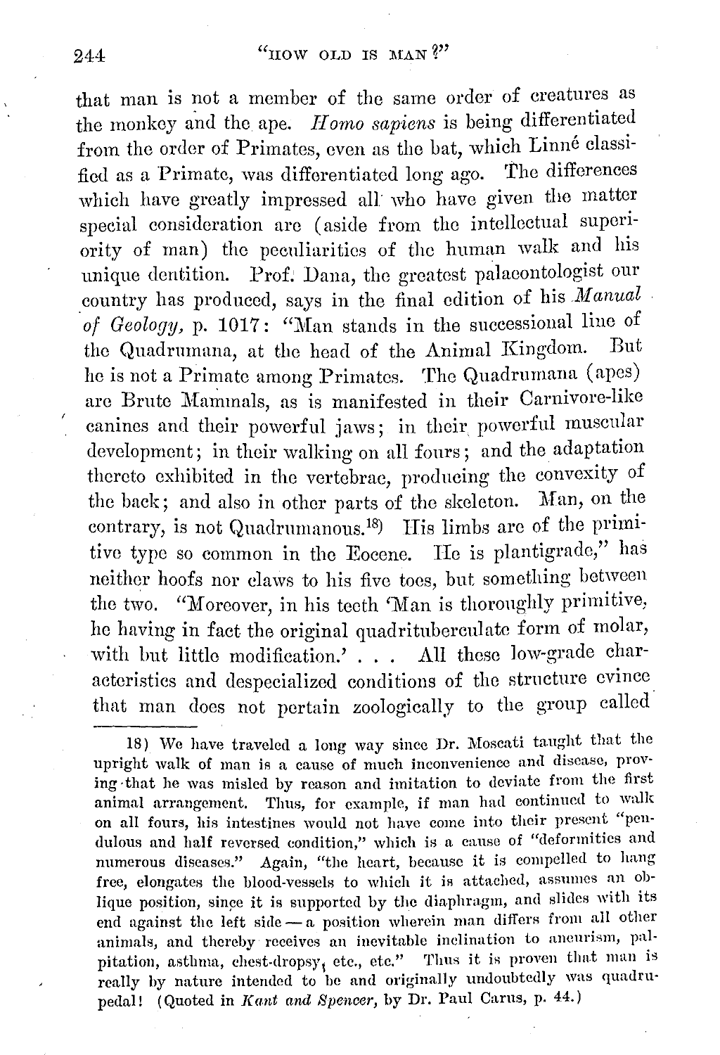that man is not a member of the same order of creatures as the monkey and the ape. *Homo sapiens* is being differentiated from the order of Primates, even as the bat, which Linné classified as a Primate, was differentiated long ago. The differences which have greatly impressed all who have given the matter special consideration are (aside from the intellectual superiority of man) the peculiarities of the human walk and his unique dentition. Prof. Dana, the greatest palaeontologist our country has produced, says in the final edition of his *Manual of Geology*, p. 1017: "Man stands in the successional line of the Quadrumana, at the head of the Animal Kingdom. But he is not a Primate among Primates. The Quadrumana (apes) are Brute Mammals, as is manifested in their Carnivore-like canines and their powerful jaws; in their powerful muscular development; in their walking on all fours; and the adaptation thereto exhibited in the vertebrae, producing the convexity of the back; and also in other parts of the skeleton. Man, on the contrary, is not Quadrumanous.[18] His limbs are of the primitive type so common in the Eocene. He is plantigrade," has neither hoofs nor claws to his five toes, but something between the two. "Moreover, in his teeth 'Man is thoroughly primitive, he having in fact the original quadrituberculate form of molar, with but little modification.' . . . All these low-grade characteristics and despecialized conditions of the structure evince that man does not pertain zoologically to the group called

---

18) We have traveled a long way since Dr. Moscati taught that the upright walk of man is a cause of much inconvenience and disease, proving that he was misled by reason and imitation to deviate from the first animal arrangement. Thus, for example, if man had continued to walk on all fours, his intestines would not have come into their present "pendulous and half reversed condition," which is a cause of "deformities and numerous diseases." Again, "the heart, because it is compelled to hang free, elongates the blood-vessels to which it is attached, assumes an oblique position, since it is supported by the diaphragm, and slides with its end against the left side — a position wherein man differs from all other animals, and thereby receives an inevitable inclination to aneurism, palpitation, asthma, chest-dropsy, etc., etc." Thus it is proven that man is really by nature intended to be and originally undoubtedly was quadrupedal! (Quoted in *Kant and Spencer*, by Dr. Paul Carus, p. 44.)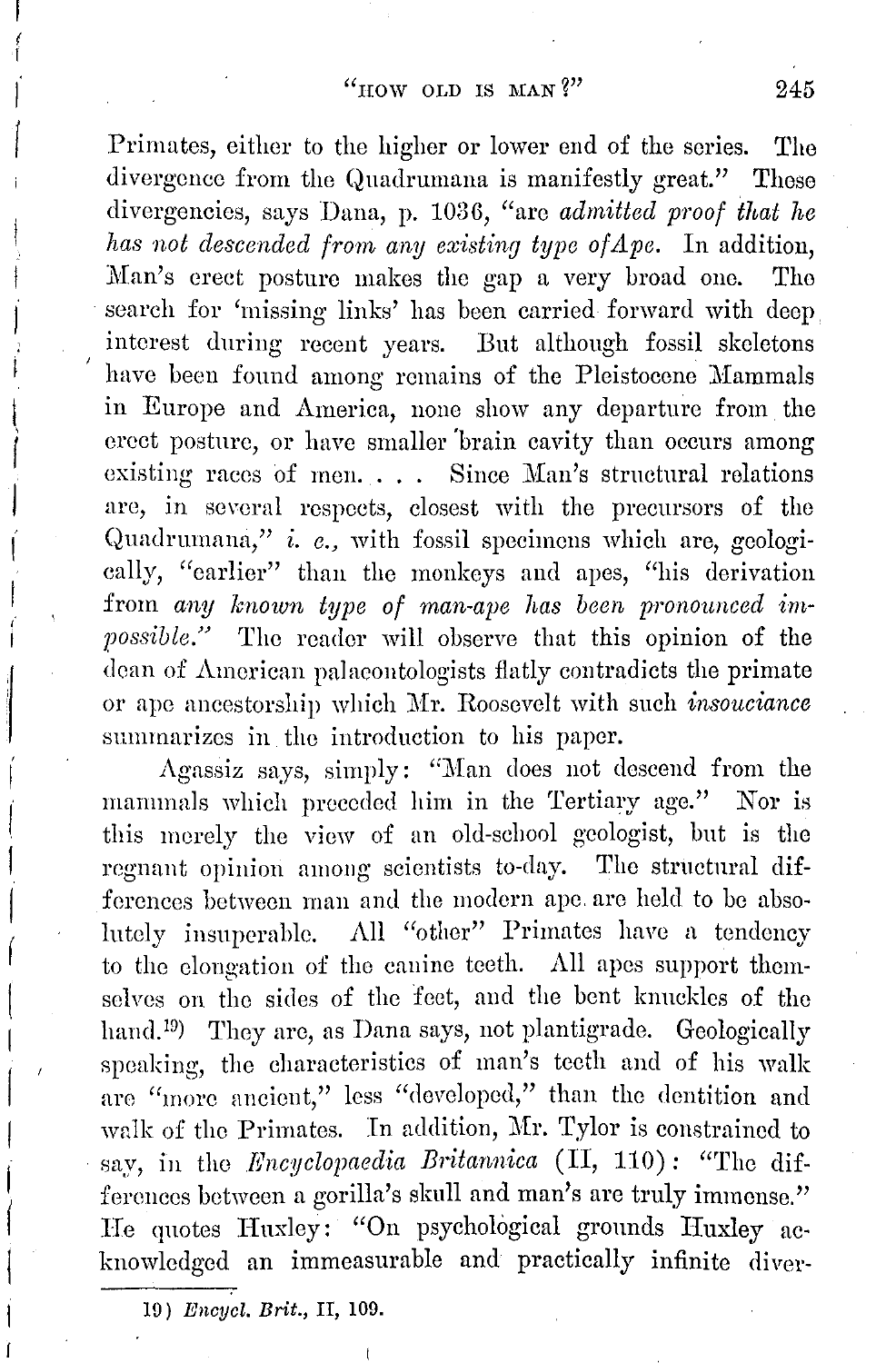Primates, either to the higher or lower end of the series. The divergence from the Quadrumana is manifestly great." These divergencies, says Dana, p. 1036, "are *admitted proof that he has not descended from any existing type of Ape.* In addition, Man's erect posture makes the gap a very broad one. The search for 'missing links' has been carried forward with deep interest during recent years. But although fossil skeletons have been found among remains of the Pleistocene Mammals in Europe and America, none show any departure from the erect posture, or have smaller brain cavity than occurs among existing races of men. . . . Since Man's structural relations are, in several respects, closest with the precursors of the Quadrumana," *i. e.,* with fossil specimens which are, geologically, "earlier" than the monkeys and apes, "his derivation from *any known type of man-ape has been pronounced impossible.*" The reader will observe that this opinion of the dean of American palaeontologists flatly contradicts the primate or ape ancestorship which Mr. Roosevelt with such *insouciance* summarizes in the introduction to his paper.

Agassiz says, simply: "Man does not descend from the mammals which preceded him in the Tertiary age." Nor is this merely the view of an old-school geologist, but is the regnant opinion among scientists to-day. The structural differences between man and the modern ape are held to be absolutely insuperable. All "other" Primates have a tendency to the elongation of the canine teeth. All apes support themselves on the sides of the feet, and the bent knuckles of the hand.[19] They are, as Dana says, not plantigrade. Geologically speaking, the characteristics of man's teeth and of his walk are "more ancient," less "developed," than the dentition and walk of the Primates. In addition, Mr. Tylor is constrained to say, in the *Encyclopaedia Britannica* (II, 110): "The differences between a gorilla's skull and man's are truly immense." He quotes Huxley: "On psychological grounds Huxley acknowledged an immeasurable and practically infinite diver-

---

19) *Encycl. Brit.*, II, 109.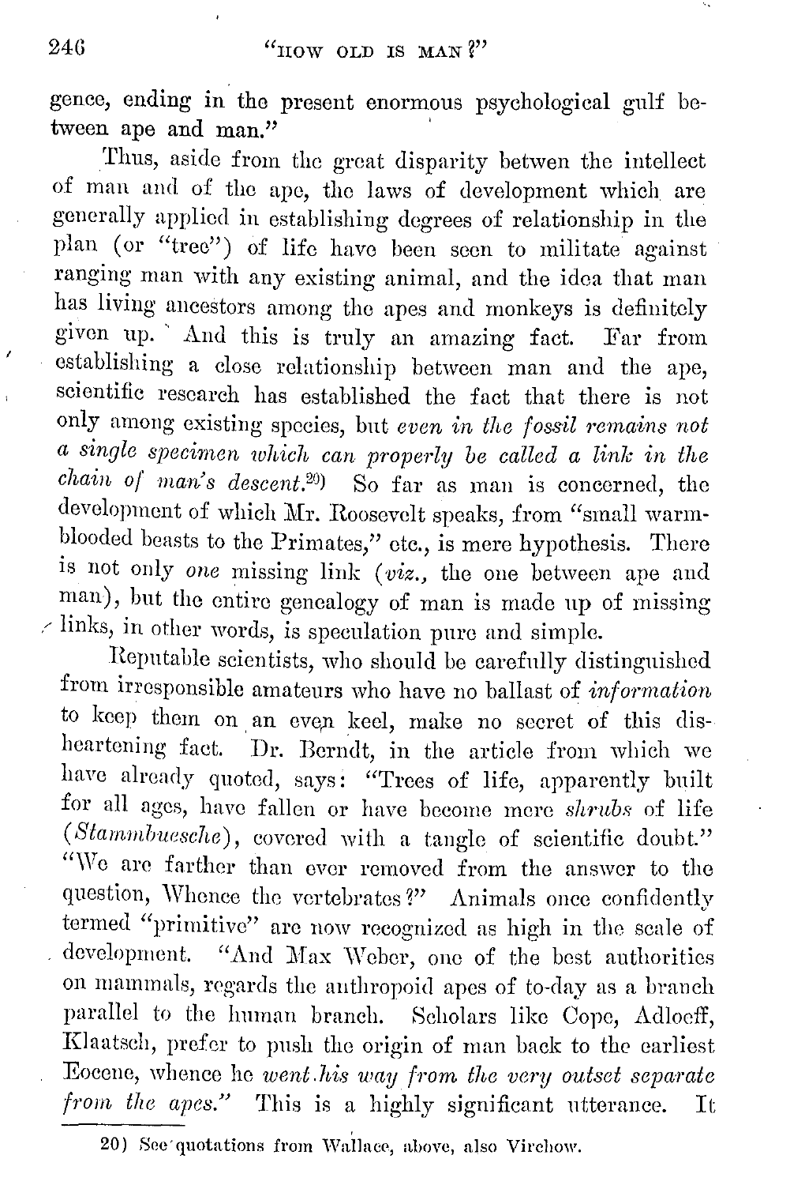gence, ending in the present enormous psychological gulf between ape and man."

Thus, aside from the great disparity betwen the intellect of man and of the ape, the laws of development which are generally applied in establishing degrees of relationship in the plan (or "tree") of life have been seen to militate against ranging man with any existing animal, and the idea that man has living ancestors among the apes and monkeys is definitely given up. And this is truly an amazing fact. Far from establishing a close relationship between man and the ape, scientific research has established the fact that there is not only among existing species, but *even in the fossil remains not a single specimen which can properly be called a link in the chain of man's descent.*[20] So far as man is concerned, the development of which Mr. Roosevelt speaks, from "small warm-blooded beasts to the Primates," etc., is mere hypothesis. There is not only *one* missing link (*viz.,* the one between ape and man), but the entire genealogy of man is made up of missing links, in other words, is speculation pure and simple.

Reputable scientists, who should be carefully distinguished from irresponsible amateurs who have no ballast of *information* to keep them on an even keel, make no secret of this disheartening fact. Dr. Berndt, in the article from which we have already quoted, says: "Trees of life, apparently built for all ages, have fallen or have become mere *shrubs* of life (*Stammbuesche*), covered with a tangle of scientific doubt." "We are farther than ever removed from the answer to the question, Whence the vertebrates?" Animals once confidently termed "primitive" are now recognized as high in the scale of development. "And Max Weber, one of the best authorities on mammals, regards the anthropoid apes of to-day as a branch parallel to the human branch. Scholars like Cope, Adloeff, Klaatsch, prefer to push the origin of man back to the earliest Eocene, whence he *went his way from the very outset separate from the apes.*" This is a highly significant utterance. It

20) See quotations from Wallace, above, also Virchow.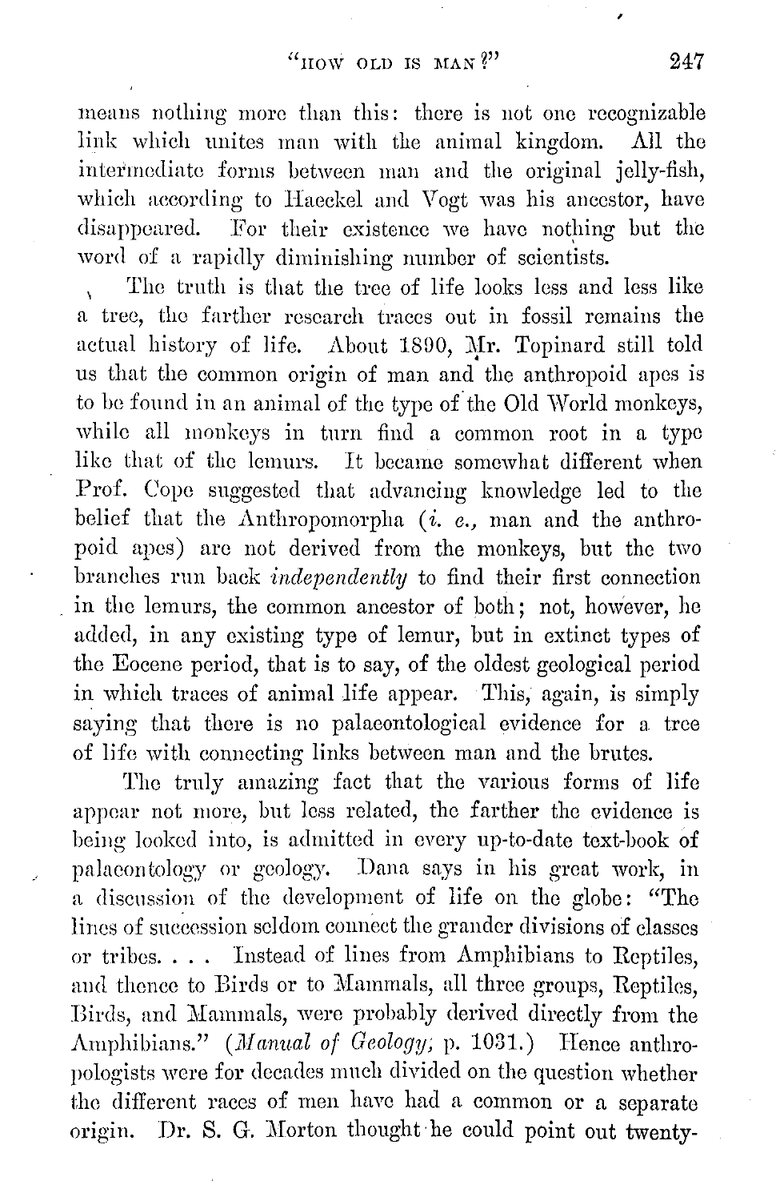means nothing more than this: there is not one recognizable link which unites man with the animal kingdom. All the intermediate forms between man and the original jelly-fish, which according to Haeckel and Vogt was his ancestor, have disappeared. For their existence we have nothing but the word of a rapidly diminishing number of scientists.

The truth is that the tree of life looks less and less like a tree, the farther research traces out in fossil remains the actual history of life. About 1890, Mr. Topinard still told us that the common origin of man and the anthropoid apes is to be found in an animal of the type of the Old World monkeys, while all monkeys in turn find a common root in a type like that of the lemurs. It became somewhat different when Prof. Cope suggested that advancing knowledge led to the belief that the Anthropomorpha (*i. e.,* man and the anthropoid apes) are not derived from the monkeys, but the two branches run back *independently* to find their first connection in the lemurs, the common ancestor of both; not, however, he added, in any existing type of lemur, but in extinct types of the Eocene period, that is to say, of the oldest geological period in which traces of animal life appear. This, again, is simply saying that there is no palaeontological evidence for a tree of life with connecting links between man and the brutes.

The truly amazing fact that the various forms of life appear not more, but less related, the farther the evidence is being looked into, is admitted in every up-to-date text-book of palaeontology or geology. Dana says in his great work, in a discussion of the development of life on the globe: "The lines of succession seldom connect the grander divisions of classes or tribes. . . . Instead of lines from Amphibians to Reptiles, and thence to Birds or to Mammals, all three groups, Reptiles, Birds, and Mammals, were probably derived directly from the Amphibians." (*Manual of Geology,* p. 1031.) Hence anthropologists were for decades much divided on the question whether the different races of men have had a common or a separate origin. Dr. S. G. Morton thought he could point out twenty-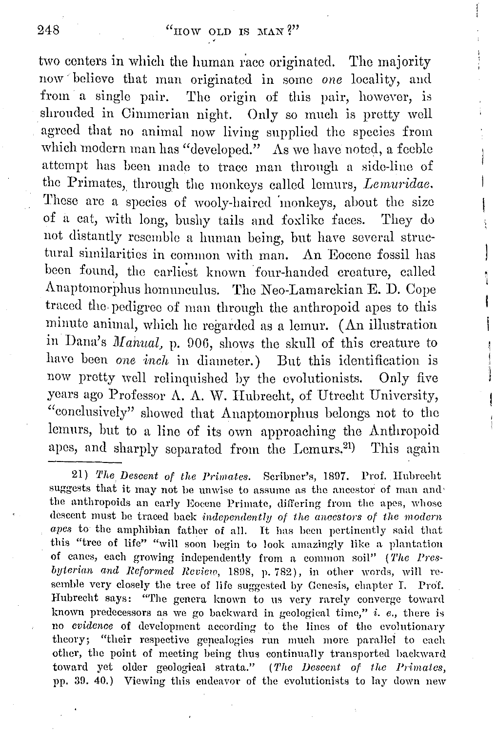two centers in which the human race originated. The majority now believe that man originated in some *one* locality, and from a single pair. The origin of this pair, however, is shrouded in Cimmerian night. Only so much is pretty well agreed that no animal now living supplied the species from which modern man has "developed." As we have noted, a feeble attempt has been made to trace man through a side-line of the Primates, through the monkeys called lemurs, *Lemuridae*. These are a species of wooly-haired monkeys, about the size of a cat, with long, bushy tails and foxlike faces. They do not distantly resemble a human being, but have several structural similarities in common with man. An Eocene fossil has been found, the earliest known four-handed creature, called Anaptomorphus homunculus. The Neo-Lamarckian E. D. Cope traced the pedigree of man through the anthropoid apes to this minute animal, which he regarded as a lemur. (An illustration in Dana's *Manual*, p. 906, shows the skull of this creature to have been *one inch* in diameter.) But this identification is now pretty well relinquished by the evolutionists. Only five years ago Professor A. A. W. Hubrecht, of Utrecht University, "conclusively" showed that Anaptomorphus belongs not to the lemurs, but to a line of its own approaching the Anthropoid apes, and sharply separated from the Lemurs.[21]) This again

21) *The Descent of the Primates.* Scribner's, 1897. Prof. Hubrecht suggests that it may not be unwise to assume as the ancestor of man and the anthropoids an early Eocene Primate, differing from the apes, whose descent must be traced back *independently of the ancestors of the modern apes* to the amphibian father of all. It has been pertinently said that this "tree of life" "will soon begin to look amazingly like a plantation of canes, each growing independently from a common soil" (*The Presbyterian and Reformed Review*, 1898, p. 782), in other words, will resemble very closely the tree of life suggested by Genesis, chapter I. Prof. Hubrecht says: "The genera known to us very rarely converge toward known predecessors as we go backward in geological time," *i. e.*, there is no *evidence* of development according to the lines of the evolutionary theory; "their respective genealogies run much more parallel to each other, the point of meeting being thus continually transported backward toward yet older geological strata." (*The Descent of the Primates*, pp. 39. 40.) Viewing this endeavor of the evolutionists to lay down new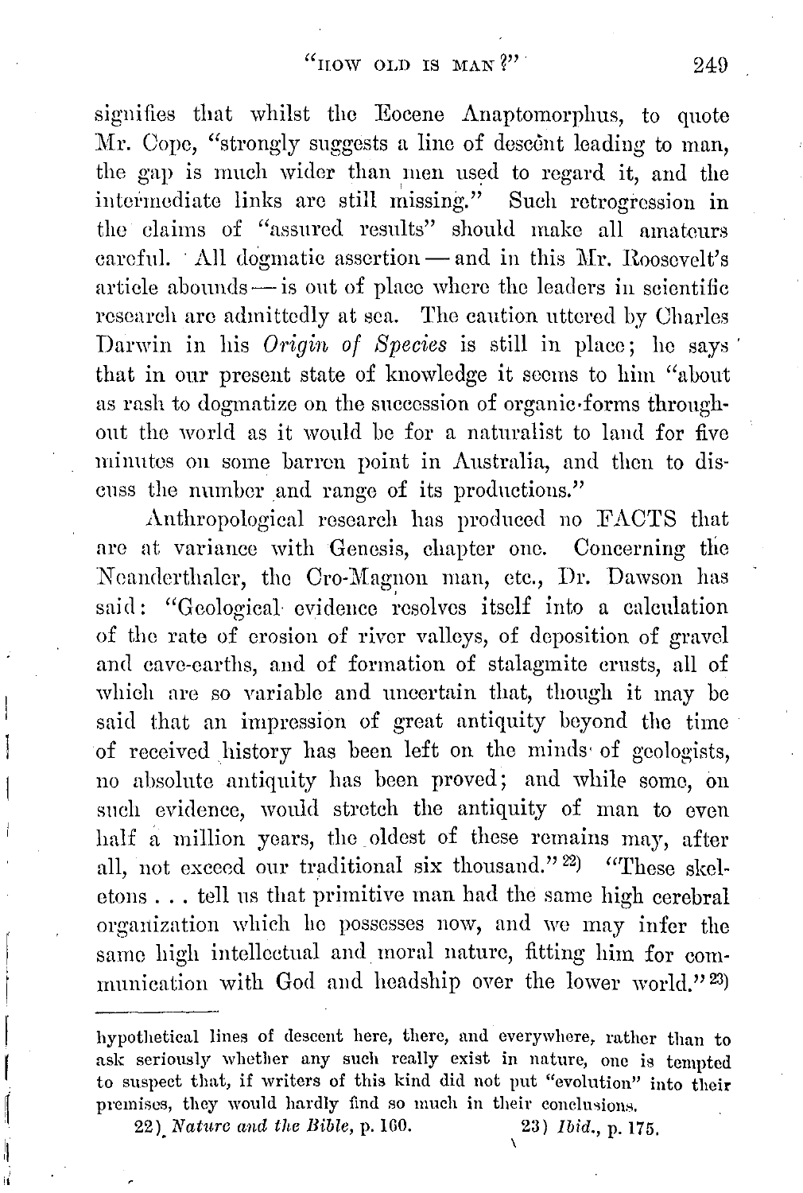signifies that whilst the Eocene Anaptomorphus, to quote Mr. Cope, "strongly suggests a line of descent leading to man, the gap is much wider than men used to regard it, and the intermediate links are still missing." Such retrogression in the claims of "assured results" should make all amateurs careful. All dogmatic assertion — and in this Mr. Roosevelt's article abounds — is out of place where the leaders in scientific research are admittedly at sea. The caution uttered by Charles Darwin in his *Origin of Species* is still in place; he says that in our present state of knowledge it seems to him "about as rash to dogmatize on the succession of organic forms throughout the world as it would be for a naturalist to land for five minutes on some barren point in Australia, and then to discuss the number and range of its productions."

Anthropological research has produced no FACTS that are at variance with Genesis, chapter one. Concerning the Neanderthaler, the Cro-Magnon man, etc., Dr. Dawson has said: "Geological evidence resolves itself into a calculation of the rate of erosion of river valleys, of deposition of gravel and cave-earths, and of formation of stalagmite crusts, all of which are so variable and uncertain that, though it may be said that an impression of great antiquity beyond the time of received history has been left on the minds of geologists, no absolute antiquity has been proved; and while some, on such evidence, would stretch the antiquity of man to even half a million years, the oldest of these remains may, after all, not exceed our traditional six thousand."[22] "These skeletons . . . tell us that primitive man had the same high cerebral organization which he possesses now, and we may infer the same high intellectual and moral nature, fitting him for communication with God and headship over the lower world."[23]

---

hypothetical lines of descent here, there, and everywhere, rather than to ask seriously whether any such really exist in nature, one is tempted to suspect that, if writers of this kind did not put "evolution" into their premises, they would hardly find so much in their conclusions.

22) *Nature and the Bible*, p. 160. 23) *Ibid.*, p. 175.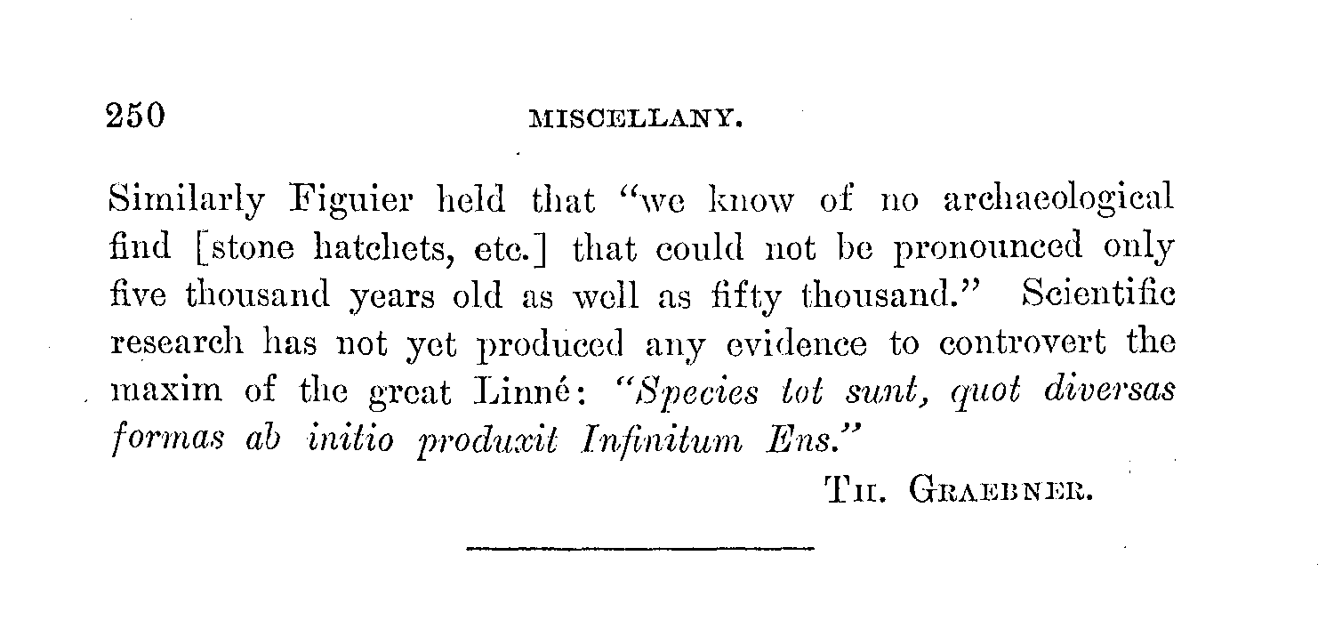Similarly Figuier held that "we know of no archaeological find [stone hatchets, etc.] that could not be pronounced only five thousand years old as well as fifty thousand." Scientific research has not yet produced any evidence to controvert the maxim of the great Linné: *"Species tot sunt, quot diversas formas ab initio produxit Infinitum Ens."*

TH. GRAEBNER.

---